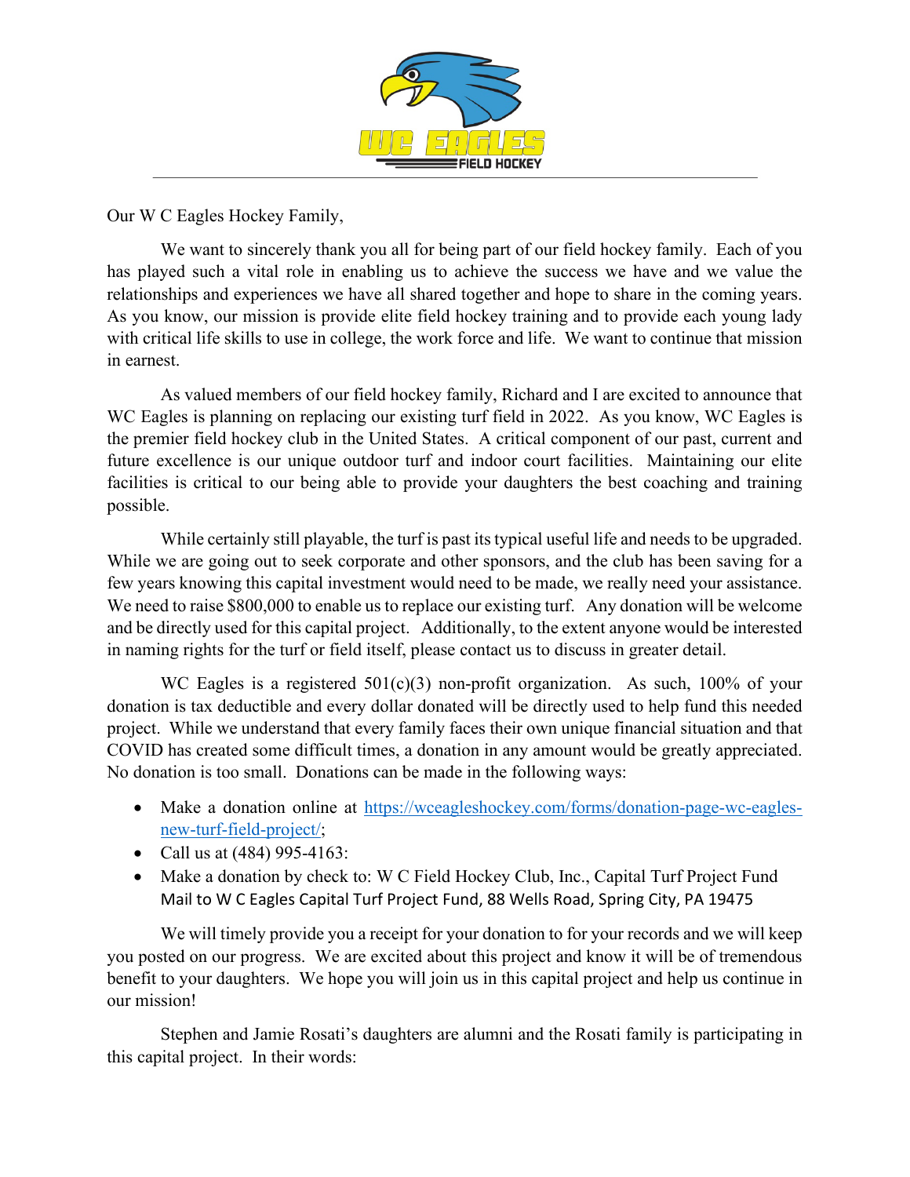Our W C Eagles Hockey Family,

We want to sincerely thank you all for being part of our field hockey family. Each of you has played such a vital role in enabling us to achieve the success we have and we value the relationships and experiences we have all shared together and hope to share in the coming years. As you know, our mission is provide elite field hockey training and to provide each young lady with critical life skills to use in college, the work force and life. We want to continue that mission in earnest.

As valued members of our field hockey family, Richard and I are excited to announce that WC Eagles is planning on replacing our existing turf field in 2022. As you know, WC Eagles is the premier field hockey club in the United States. A critical component of our past, current and future excellence is our unique outdoor turf and indoor court facilities. Maintaining our elite facilities is critical to our being able to provide your daughters the best coaching and training possible.

While certainly still playable, the turf is past its typical useful life and needs to be upgraded. While we are going out to seek corporate and other sponsors, and the club has been saving for a few years knowing this capital investment would need to be made, we really need your assistance. We need to raise $800,000 to enable us to replace our existing turf. Any donation will be welcome and be directly used for this capital project. Additionally, to the extent anyone would be interested in naming rights for the turf or field itself, please contact us to discuss in greater detail.

WC Eagles is a registered 501(c)(3) non-profit organization. As such, 100% of your donation is tax deductible and every dollar donated will be directly used to help fund this needed project. While we understand that every family faces their own unique financial situation and that COVID has created some difficult times, a donation in any amount would be greatly appreciated. No donation is too small. Donations can be made in the following ways:

- Make a donation online at [https://wceagleshockey.com/forms/donation-page-wc-eagles-new-turf-field-project/](https://wceagleshockey.com/forms/donation-page-wc-eagles-new-turf-field-project/);
- Call us at (484) 995-4163:
- Make a donation by check to: W C Field Hockey Club, Inc., Capital Turf Project Fund Mail to W C Eagles Capital Turf Project Fund, 88 Wells Road, Spring City, PA 19475

We will timely provide you a receipt for your donation to for your records and we will keep you posted on our progress. We are excited about this project and know it will be of tremendous benefit to your daughters. We hope you will join us in this capital project and help us continue in our mission!

Stephen and Jamie Rosati's daughters are alumni and the Rosati family is participating in this capital project. In their words: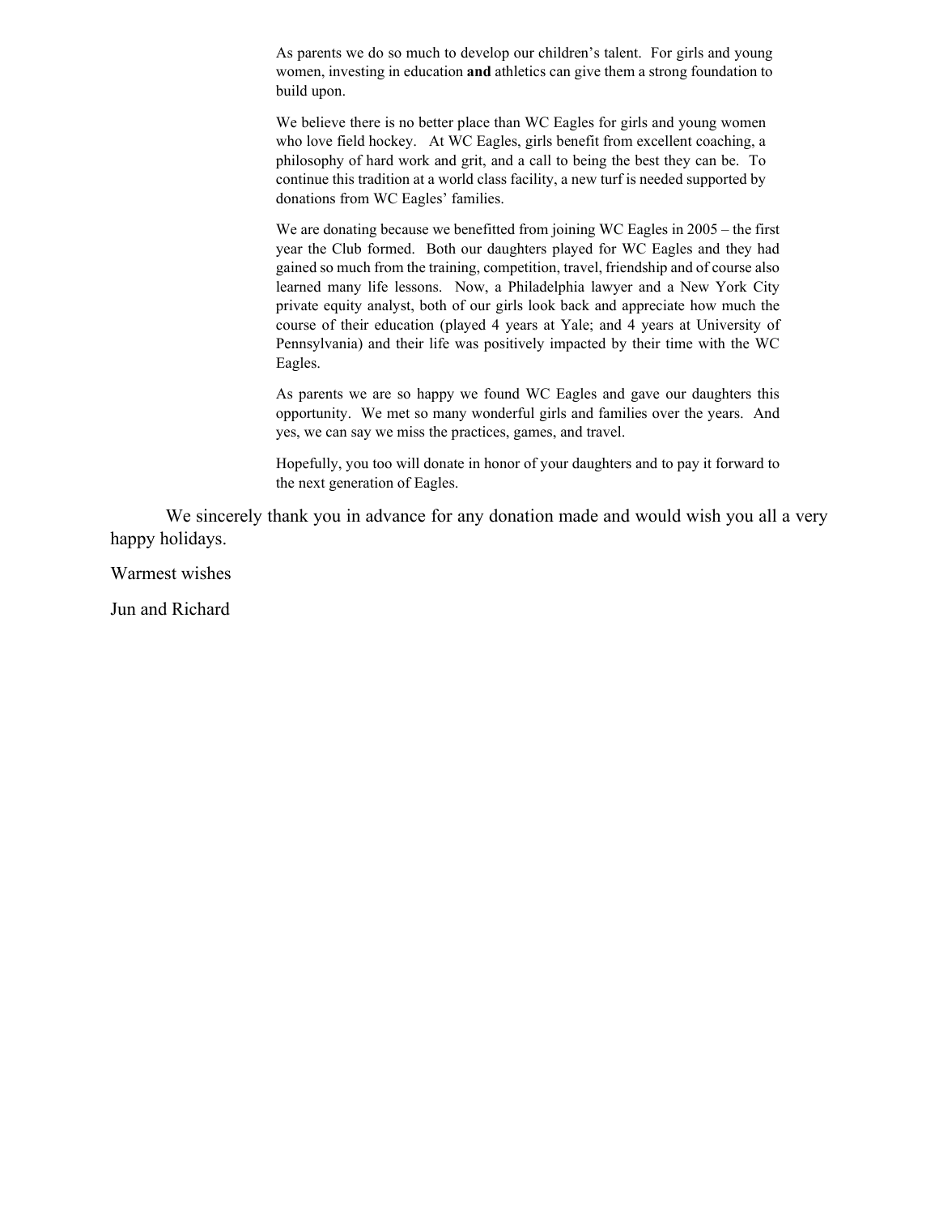As parents we do so much to develop our children's talent. For girls and young women, investing in education **and** athletics can give them a strong foundation to build upon.

We believe there is no better place than WC Eagles for girls and young women who love field hockey. At WC Eagles, girls benefit from excellent coaching, a philosophy of hard work and grit, and a call to being the best they can be. To continue this tradition at a world class facility, a new turf is needed supported by donations from WC Eagles' families.

We are donating because we benefitted from joining WC Eagles in 2005 – the first year the Club formed. Both our daughters played for WC Eagles and they had gained so much from the training, competition, travel, friendship and of course also learned many life lessons. Now, a Philadelphia lawyer and a New York City private equity analyst, both of our girls look back and appreciate how much the course of their education (played 4 years at Yale; and 4 years at University of Pennsylvania) and their life was positively impacted by their time with the WC Eagles.

As parents we are so happy we found WC Eagles and gave our daughters this opportunity. We met so many wonderful girls and families over the years. And yes, we can say we miss the practices, games, and travel.

Hopefully, you too will donate in honor of your daughters and to pay it forward to the next generation of Eagles.

We sincerely thank you in advance for any donation made and would wish you all a very happy holidays.

Warmest wishes

Jun and Richard